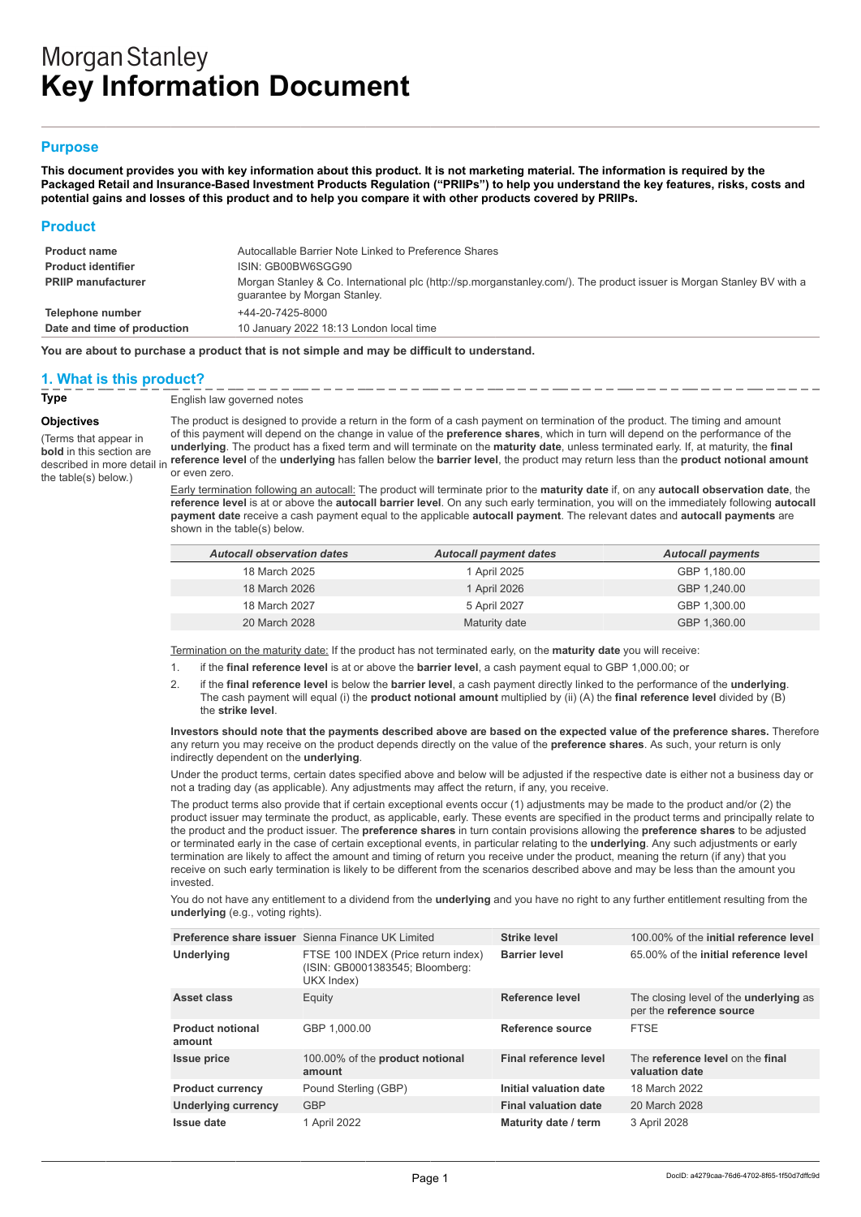# Morgan Stanley
# Key Information Document

## Purpose

**This document provides you with key information about this product. It is not marketing material. The information is required by the Packaged Retail and Insurance-Based Investment Products Regulation ("PRIIPs") to help you understand the key features, risks, costs and potential gains and losses of this product and to help you compare it with other products covered by PRIIPs.**

## Product

| | |
|---|---|
| **Product name** | Autocallable Barrier Note Linked to Preference Shares |
| **Product identifier** | ISIN: GB00BW6SGG90 |
| **PRIIP manufacturer** | Morgan Stanley & Co. International plc (http://sp.morganstanley.com/). The product issuer is Morgan Stanley BV with a guarantee by Morgan Stanley. |
| **Telephone number** | +44-20-7425-8000 |
| **Date and time of production** | 10 January 2022 18:13 London local time |

**You are about to purchase a product that is not simple and may be difficult to understand.**

## 1. What is this product?

**Type**

English law governed notes

**Objectives**

(Terms that appear in **bold** in this section are described in more detail in the table(s) below.)

The product is designed to provide a return in the form of a cash payment on termination of the product. The timing and amount of this payment will depend on the change in value of the **preference shares**, which in turn will depend on the performance of the **underlying**. The product has a fixed term and will terminate on the **maturity date**, unless terminated early. If, at maturity, the **final reference level** of the **underlying** has fallen below the **barrier level**, the product may return less than the **product notional amount** or even zero.

Early termination following an autocall: The product will terminate prior to the **maturity date** if, on any **autocall observation date**, the **reference level** is at or above the **autocall barrier level**. On any such early termination, you will on the immediately following **autocall payment date** receive a cash payment equal to the applicable **autocall payment**. The relevant dates and **autocall payments** are shown in the table(s) below.

| *Autocall observation dates* | *Autocall payment dates* | *Autocall payments* |
|---|---|---|
| 18 March 2025 | 1 April 2025 | GBP 1,180.00 |
| 18 March 2026 | 1 April 2026 | GBP 1,240.00 |
| 18 March 2027 | 5 April 2027 | GBP 1,300.00 |
| 20 March 2028 | Maturity date | GBP 1,360.00 |

Termination on the maturity date: If the product has not terminated early, on the **maturity date** you will receive:

1. if the **final reference level** is at or above the **barrier level**, a cash payment equal to GBP 1,000.00; or
2. if the **final reference level** is below the **barrier level**, a cash payment directly linked to the performance of the **underlying**. The cash payment will equal (i) the **product notional amount** multiplied by (ii) (A) the **final reference level** divided by (B) the **strike level**.

**Investors should note that the payments described above are based on the expected value of the preference shares.** Therefore any return you may receive on the product depends directly on the value of the **preference shares**. As such, your return is only indirectly dependent on the **underlying**.

Under the product terms, certain dates specified above and below will be adjusted if the respective date is either not a business day or not a trading day (as applicable). Any adjustments may affect the return, if any, you receive.

The product terms also provide that if certain exceptional events occur (1) adjustments may be made to the product and/or (2) the product issuer may terminate the product, as applicable, early. These events are specified in the product terms and principally relate to the product and the product issuer. The **preference shares** in turn contain provisions allowing the **preference shares** to be adjusted or terminated early in the case of certain exceptional events, in particular relating to the **underlying**. Any such adjustments or early termination are likely to affect the amount and timing of return you receive under the product, meaning the return (if any) that you receive on such early termination is likely to be different from the scenarios described above and may be less than the amount you invested.

You do not have any entitlement to a dividend from the **underlying** and you have no right to any further entitlement resulting from the **underlying** (e.g., voting rights).

| | | | |
|---|---|---|---|
| **Preference share issuer** | Sienna Finance UK Limited | **Strike level** | 100.00% of the **initial reference level** |
| **Underlying** | FTSE 100 INDEX (Price return index) (ISIN: GB0001383545; Bloomberg: UKX Index) | **Barrier level** | 65.00% of the **initial reference level** |
| **Asset class** | Equity | **Reference level** | The closing level of the **underlying** as per the **reference source** |
| **Product notional amount** | GBP 1,000.00 | **Reference source** | FTSE |
| **Issue price** | 100.00% of the **product notional amount** | **Final reference level** | The **reference level** on the **final valuation date** |
| **Product currency** | Pound Sterling (GBP) | **Initial valuation date** | 18 March 2022 |
| **Underlying currency** | GBP | **Final valuation date** | 20 March 2028 |
| **Issue date** | 1 April 2022 | **Maturity date / term** | 3 April 2028 |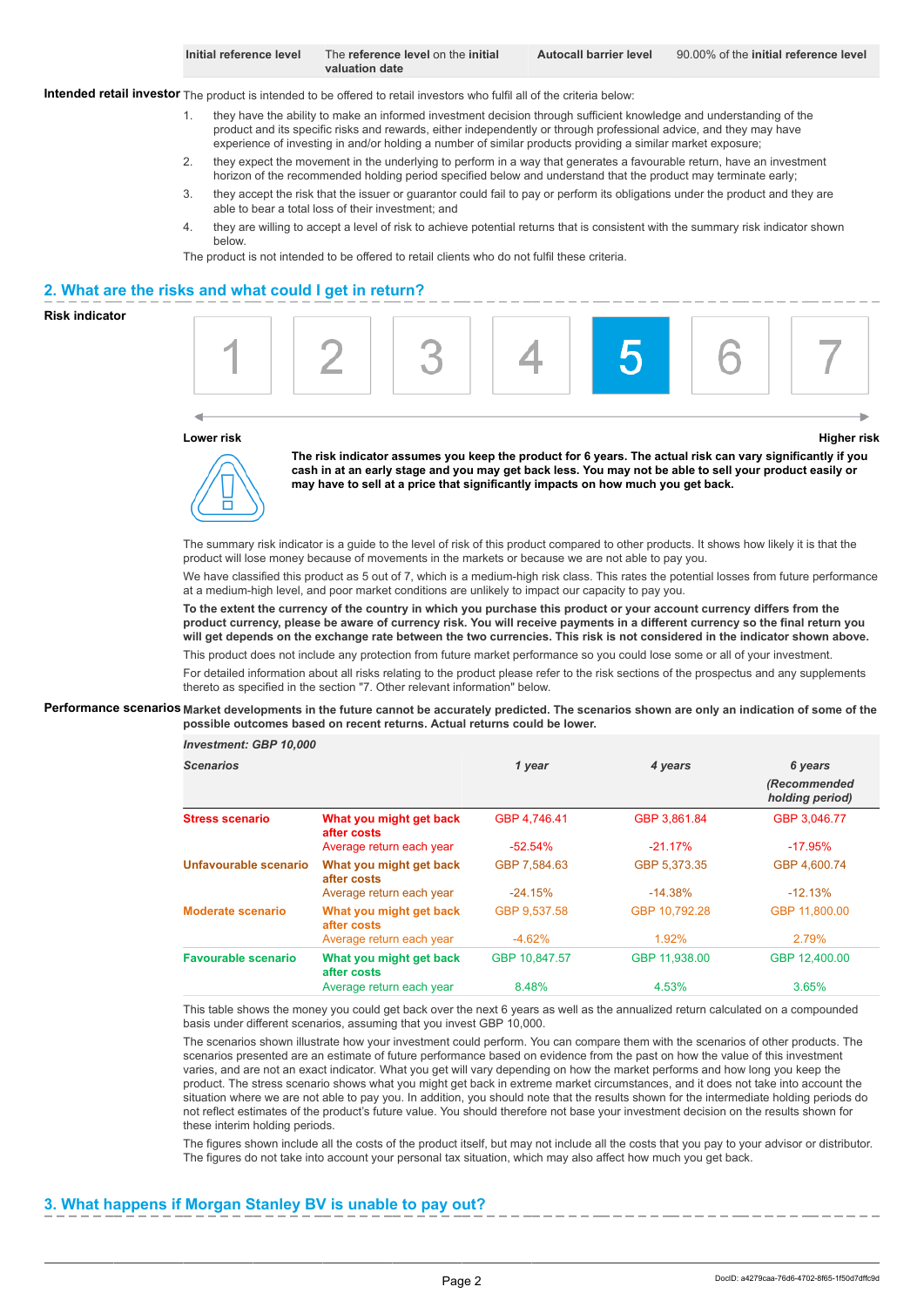| Initial reference level | The **reference level** on the **initial valuation date** | Autocall barrier level | 90.00% of the **initial reference level** |
|---|---|---|---|

**Intended retail investor** The product is intended to be offered to retail investors who fulfil all of the criteria below:

1. they have the ability to make an informed investment decision through sufficient knowledge and understanding of the product and its specific risks and rewards, either independently or through professional advice, and they may have experience of investing in and/or holding a number of similar products providing a similar market exposure;
2. they expect the movement in the underlying to perform in a way that generates a favourable return, have an investment horizon of the recommended holding period specified below and understand that the product may terminate early;
3. they accept the risk that the issuer or guarantor could fail to pay or perform its obligations under the product and they are able to bear a total loss of their investment; and
4. they are willing to accept a level of risk to achieve potential returns that is consistent with the summary risk indicator shown below.

The product is not intended to be offered to retail clients who do not fulfil these criteria.

## 2. What are the risks and what could I get in return?

**Risk indicator**

| 1 | 2 | 3 | 4 | **5** | 6 | 7 |
|---|---|---|---|---|---|---|

Lower risk — Higher risk

**The risk indicator assumes you keep the product for 6 years. The actual risk can vary significantly if you cash in at an early stage and you may get back less. You may not be able to sell your product easily or may have to sell at a price that significantly impacts on how much you get back.**

The summary risk indicator is a guide to the level of risk of this product compared to other products. It shows how likely it is that the product will lose money because of movements in the markets or because we are not able to pay you.

We have classified this product as 5 out of 7, which is a medium-high risk class. This rates the potential losses from future performance at a medium-high level, and poor market conditions are unlikely to impact our capacity to pay you.

**To the extent the currency of the country in which you purchase this product or your account currency differs from the product currency, please be aware of currency risk. You will receive payments in a different currency so the final return you will get depends on the exchange rate between the two currencies. This risk is not considered in the indicator shown above.**

This product does not include any protection from future market performance so you could lose some or all of your investment.

For detailed information about all risks relating to the product please refer to the risk sections of the prospectus and any supplements thereto as specified in the section "7. Other relevant information" below.

**Performance scenarios** **Market developments in the future cannot be accurately predicted. The scenarios shown are only an indication of some of the possible outcomes based on recent returns. Actual returns could be lower.**

| *Investment: GBP 10,000* | | | | |
|---|---|---|---|---|
| ***Scenarios*** | | ***1 year*** | ***4 years*** | ***6 years (Recommended holding period)*** |
| **Stress scenario** | **What you might get back after costs** | GBP 4,746.41 | GBP 3,861.84 | GBP 3,046.77 |
| | Average return each year | -52.54% | -21.17% | -17.95% |
| **Unfavourable scenario** | **What you might get back after costs** | GBP 7,584.63 | GBP 5,373.35 | GBP 4,600.74 |
| | Average return each year | -24.15% | -14.38% | -12.13% |
| **Moderate scenario** | **What you might get back after costs** | GBP 9,537.58 | GBP 10,792.28 | GBP 11,800.00 |
| | Average return each year | -4.62% | 1.92% | 2.79% |
| **Favourable scenario** | **What you might get back after costs** | GBP 10,847.57 | GBP 11,938.00 | GBP 12,400.00 |
| | Average return each year | 8.48% | 4.53% | 3.65% |

This table shows the money you could get back over the next 6 years as well as the annualized return calculated on a compounded basis under different scenarios, assuming that you invest GBP 10,000.

The scenarios shown illustrate how your investment could perform. You can compare them with the scenarios of other products. The scenarios presented are an estimate of future performance based on evidence from the past on how the value of this investment varies, and are not an exact indicator. What you get will vary depending on how the market performs and how long you keep the product. The stress scenario shows what you might get back in extreme market circumstances, and it does not take into account the situation where we are not able to pay you. In addition, you should note that the results shown for the intermediate holding periods do not reflect estimates of the product's future value. You should therefore not base your investment decision on the results shown for these interim holding periods.

The figures shown include all the costs of the product itself, but may not include all the costs that you pay to your advisor or distributor. The figures do not take into account your personal tax situation, which may also affect how much you get back.

## 3. What happens if Morgan Stanley BV is unable to pay out?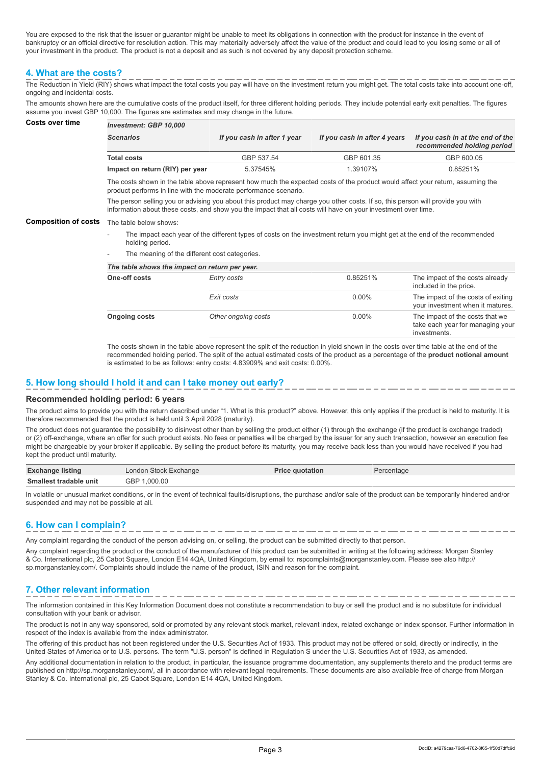You are exposed to the risk that the issuer or guarantor might be unable to meet its obligations in connection with the product for instance in the event of bankruptcy or an official directive for resolution action. This may materially adversely affect the value of the product and could lead to you losing some or all of your investment in the product. The product is not a deposit and as such is not covered by any deposit protection scheme.

## 4. What are the costs?

The Reduction in Yield (RIY) shows what impact the total costs you pay will have on the investment return you might get. The total costs take into account one-off, ongoing and incidental costs.

The amounts shown here are the cumulative costs of the product itself, for three different holding periods. They include potential early exit penalties. The figures assume you invest GBP 10,000. The figures are estimates and may change in the future.

**Costs over time**

| *Investment: GBP 10,000* | | | |
|---|---|---|---|
| ***Scenarios*** | ***If you cash in after 1 year*** | ***If you cash in after 4 years*** | ***If you cash in at the end of the recommended holding period*** |
| **Total costs** | GBP 537.54 | GBP 601.35 | GBP 600.05 |
| **Impact on return (RIY) per year** | 5.37545% | 1.39107% | 0.85251% |

The costs shown in the table above represent how much the expected costs of the product would affect your return, assuming the product performs in line with the moderate performance scenario.

The person selling you or advising you about this product may charge you other costs. If so, this person will provide you with information about these costs, and show you the impact that all costs will have on your investment over time.

**Composition of costs**

The table below shows:

- The impact each year of the different types of costs on the investment return you might get at the end of the recommended holding period.
- The meaning of the different cost categories.

| *The table shows the impact on return per year.* | | | |
|---|---|---|---|
| **One-off costs** | *Entry costs* | 0.85251% | The impact of the costs already included in the price. |
| | *Exit costs* | 0.00% | The impact of the costs of exiting your investment when it matures. |
| **Ongoing costs** | *Other ongoing costs* | 0.00% | The impact of the costs that we take each year for managing your investments. |

The costs shown in the table above represent the split of the reduction in yield shown in the costs over time table at the end of the recommended holding period. The split of the actual estimated costs of the product as a percentage of the **product notional amount** is estimated to be as follows: entry costs: 4.83909% and exit costs: 0.00%.

## 5. How long should I hold it and can I take money out early?

### Recommended holding period: 6 years

The product aims to provide you with the return described under "1. What is this product?" above. However, this only applies if the product is held to maturity. It is therefore recommended that the product is held until 3 April 2028 (maturity).

The product does not guarantee the possibility to disinvest other than by selling the product either (1) through the exchange (if the product is exchange traded) or (2) off-exchange, where an offer for such product exists. No fees or penalties will be charged by the issuer for any such transaction, however an execution fee might be chargeable by your broker if applicable. By selling the product before its maturity, you may receive back less than you would have received if you had kept the product until maturity.

| | | | |
|---|---|---|---|
| **Exchange listing** | London Stock Exchange | **Price quotation** | Percentage |
| **Smallest tradable unit** | GBP 1,000.00 | | |

In volatile or unusual market conditions, or in the event of technical faults/disruptions, the purchase and/or sale of the product can be temporarily hindered and/or suspended and may not be possible at all.

## 6. How can I complain?

Any complaint regarding the conduct of the person advising on, or selling, the product can be submitted directly to that person.

Any complaint regarding the product or the conduct of the manufacturer of this product can be submitted in writing at the following address: Morgan Stanley & Co. International plc, 25 Cabot Square, London E14 4QA, United Kingdom, by email to: rspcomplaints@morganstanley.com. Please see also http://sp.morganstanley.com/. Complaints should include the name of the product, ISIN and reason for the complaint.

## 7. Other relevant information

The information contained in this Key Information Document does not constitute a recommendation to buy or sell the product and is no substitute for individual consultation with your bank or advisor.

The product is not in any way sponsored, sold or promoted by any relevant stock market, relevant index, related exchange or index sponsor. Further information in respect of the index is available from the index administrator.

The offering of this product has not been registered under the U.S. Securities Act of 1933. This product may not be offered or sold, directly or indirectly, in the United States of America or to U.S. persons. The term "U.S. person" is defined in Regulation S under the U.S. Securities Act of 1933, as amended.

Any additional documentation in relation to the product, in particular, the issuance programme documentation, any supplements thereto and the product terms are published on http://sp.morganstanley.com/, all in accordance with relevant legal requirements. These documents are also available free of charge from Morgan Stanley & Co. International plc, 25 Cabot Square, London E14 4QA, United Kingdom.